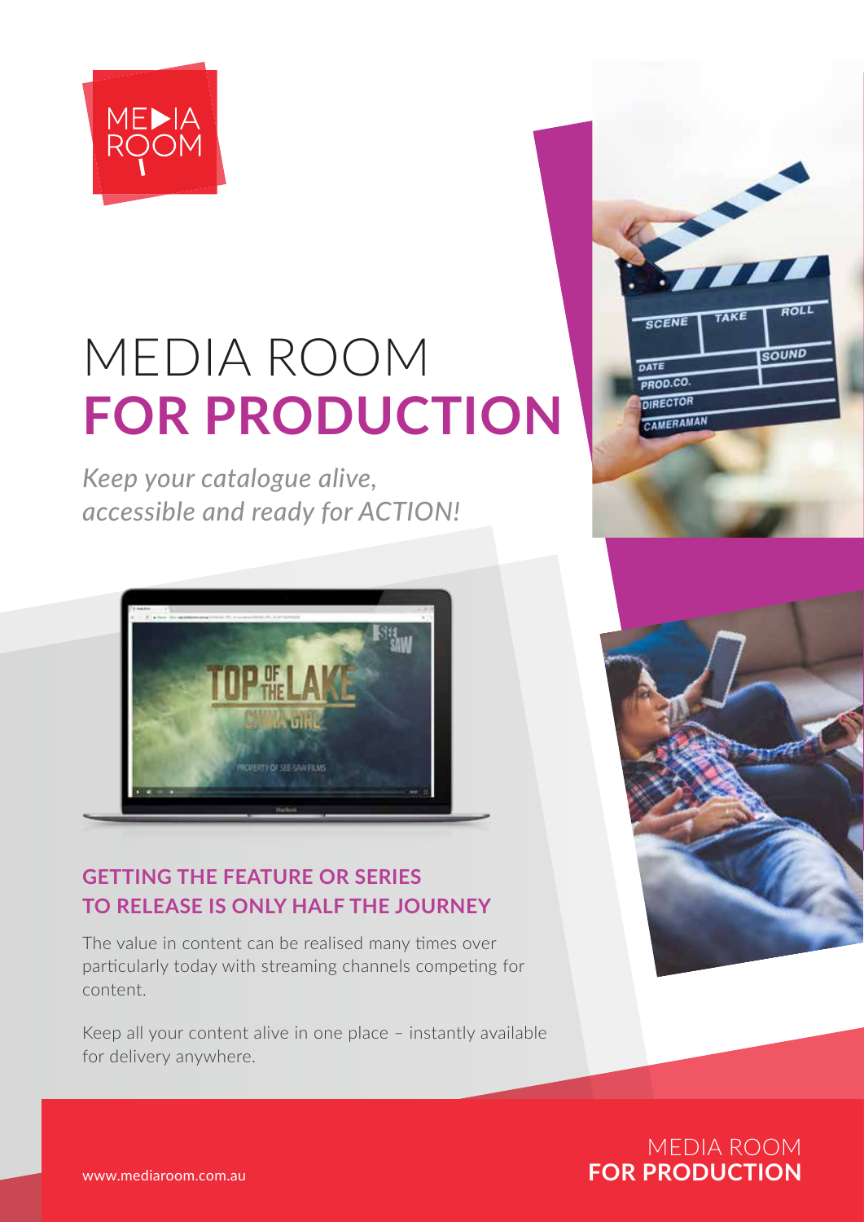# MEDIA ROOM **FOR PRODUCTION**

*Keep your catalogue alive, accessible and ready for ACTION!*

## GETTING THE FEATURE OR SERIES TO RELEASE IS ONLY HALF THE JOURNEY

The value in content can be realised many times over particularly today with streaming channels competing for content.

Keep all your content alive in one place – instantly available for delivery anywhere.

www.mediaroom.com.au

MEDIA ROOM **FOR PRODUCTION**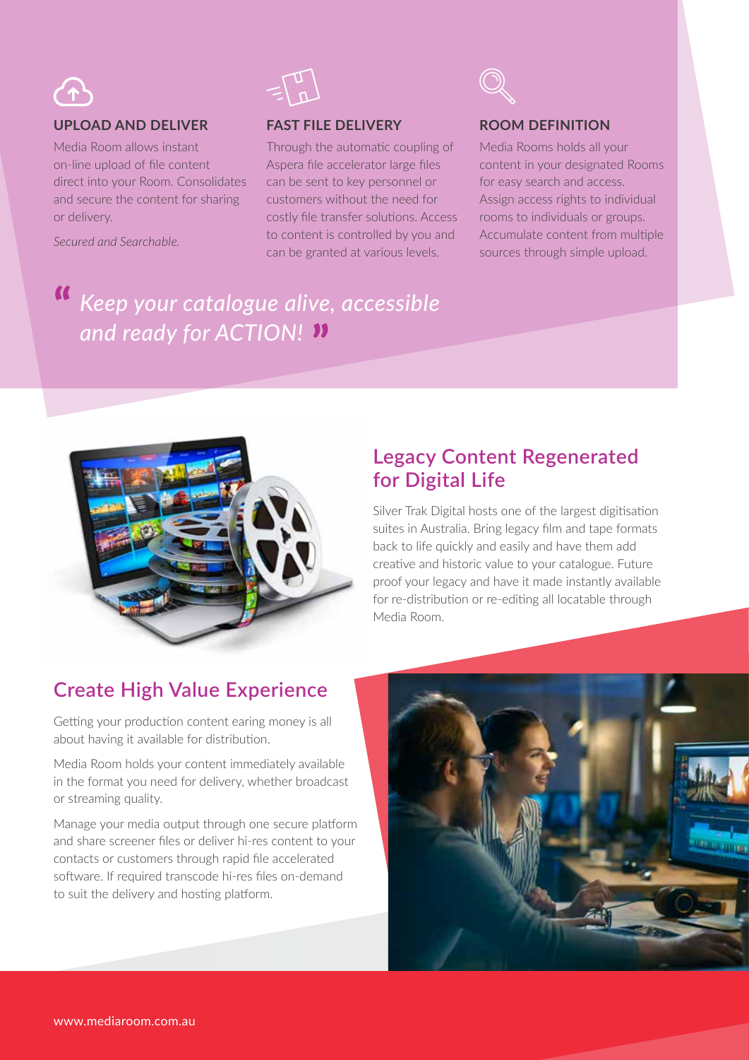### UPLOAD AND DELIVER

Media Room allows instant on-line upload of file content direct into your Room. Consolidates and secure the content for sharing or delivery.

*Secured and Searchable.*

### FAST FILE DELIVERY

Through the automatic coupling of Aspera file accelerator large files can be sent to key personnel or customers without the need for costly file transfer solutions. Access to content is controlled by you and can be granted at various levels.

### ROOM DEFINITION

Media Rooms holds all your content in your designated Rooms for easy search and access. Assign access rights to individual rooms to individuals or groups. Accumulate content from multiple sources through simple upload.

> *"Keep your catalogue alive, accessible and ready for ACTION!"*

## Legacy Content Regenerated for Digital Life

Silver Trak Digital hosts one of the largest digitisation suites in Australia. Bring legacy film and tape formats back to life quickly and easily and have them add creative and historic value to your catalogue. Future proof your legacy and have it made instantly available for re-distribution or re-editing all locatable through Media Room.

## Create High Value Experience

Getting your production content earing money is all about having it available for distribution.

Media Room holds your content immediately available in the format you need for delivery, whether broadcast or streaming quality.

Manage your media output through one secure platform and share screener files or deliver hi-res content to your contacts or customers through rapid file accelerated software. If required transcode hi-res files on-demand to suit the delivery and hosting platform.

www.mediaroom.com.au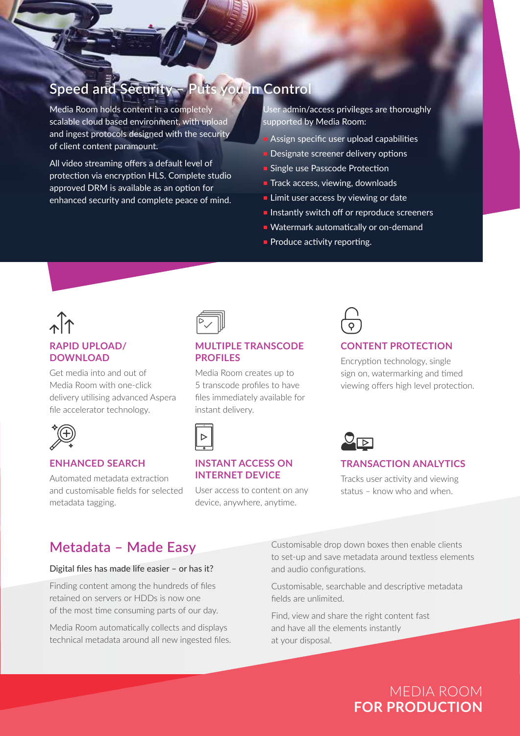## Speed and Security – Puts you in Control

Media Room holds content in a completely scalable cloud based environment, with upload and ingest protocols designed with the security of client content paramount.

All video streaming offers a default level of protection via encryption HLS. Complete studio approved DRM is available as an option for enhanced security and complete peace of mind.

User admin/access privileges are thoroughly supported by Media Room:

- Assign specific user upload capabilities
- Designate screener delivery options
- Single use Passcode Protection
- Track access, viewing, downloads
- Limit user access by viewing or date
- Instantly switch off or reproduce screeners
- Watermark automatically or on-demand
- Produce activity reporting.

### RAPID UPLOAD/ DOWNLOAD

Get media into and out of Media Room with one-click delivery utilising advanced Aspera file accelerator technology.

### MULTIPLE TRANSCODE PROFILES

Media Room creates up to 5 transcode profiles to have files immediately available for instant delivery.

### CONTENT PROTECTION

Encryption technology, single sign on, watermarking and timed viewing offers high level protection.

### ENHANCED SEARCH

Automated metadata extraction and customisable fields for selected metadata tagging.

### INSTANT ACCESS ON INTERNET DEVICE

User access to content on any device, anywhere, anytime.

### TRANSACTION ANALYTICS

Tracks user activity and viewing status – know who and when.

## Metadata – Made Easy

Digital files has made life easier – or has it?

Finding content among the hundreds of files retained on servers or HDDs is now one of the most time consuming parts of our day.

Media Room automatically collects and displays technical metadata around all new ingested files.

Customisable drop down boxes then enable clients to set-up and save metadata around textless elements and audio configurations.

Customisable, searchable and descriptive metadata fields are unlimited.

Find, view and share the right content fast and have all the elements instantly at your disposal.

MEDIA ROOM
**FOR PRODUCTION**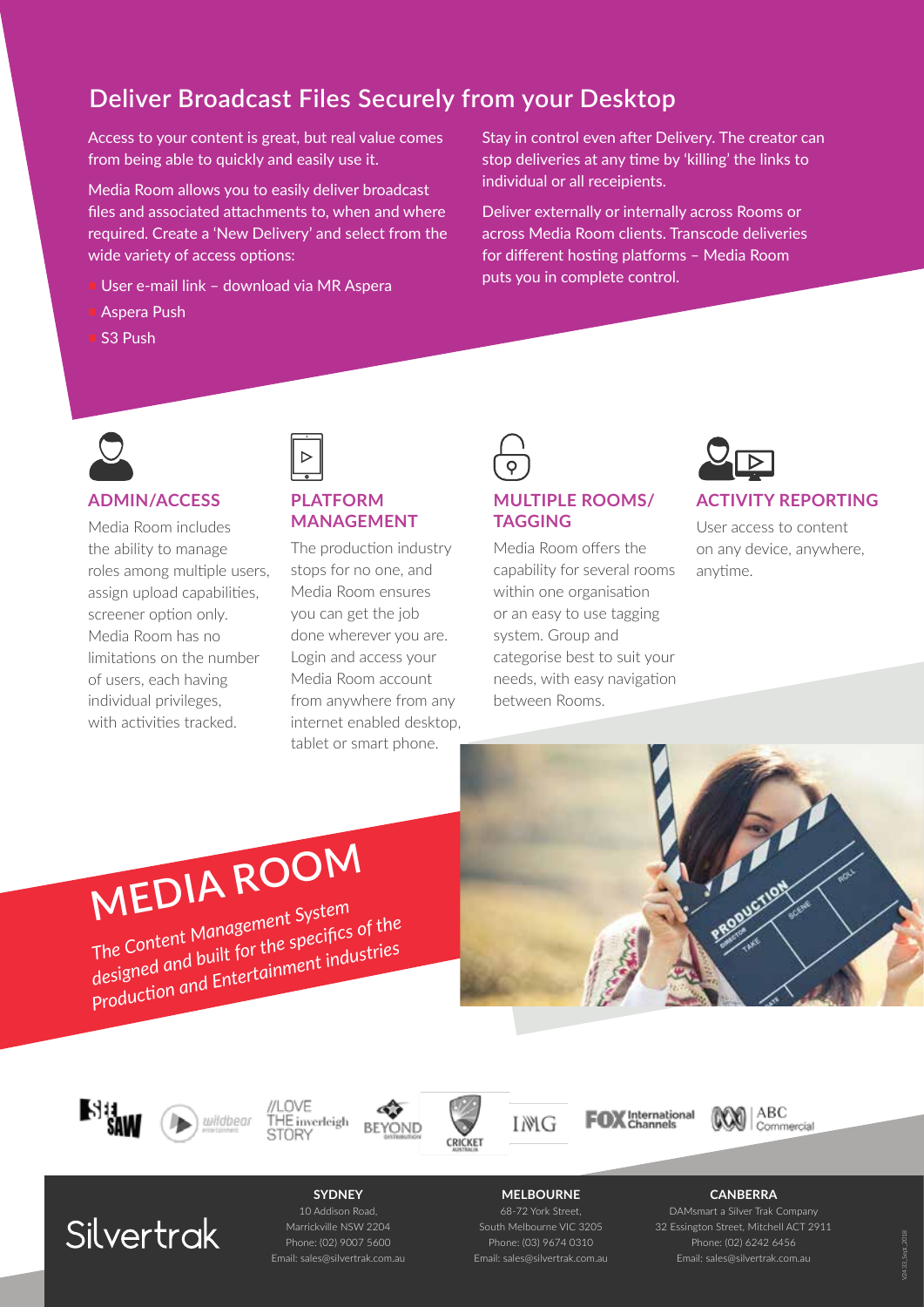## Deliver Broadcast Files Securely from your Desktop

Access to your content is great, but real value comes from being able to quickly and easily use it.

Media Room allows you to easily deliver broadcast files and associated attachments to, when and where required. Create a 'New Delivery' and select from the wide variety of access options:

- User e-mail link – download via MR Aspera
- Aspera Push
- S3 Push

Stay in control even after Delivery. The creator can stop deliveries at any time by 'killing' the links to individual or all receipients.

Deliver externally or internally across Rooms or across Media Room clients. Transcode deliveries for different hosting platforms – Media Room puts you in complete control.

### ADMIN/ACCESS

Media Room includes the ability to manage roles among multiple users, assign upload capabilities, screener option only. Media Room has no limitations on the number of users, each having individual privileges, with activities tracked.

### PLATFORM MANAGEMENT

The production industry stops for no one, and Media Room ensures you can get the job done wherever you are. Login and access your Media Room account from anywhere from any internet enabled desktop, tablet or smart phone.

### MULTIPLE ROOMS/ TAGGING

Media Room offers the capability for several rooms within one organisation or an easy to use tagging system. Group and categorise best to suit your needs, with easy navigation between Rooms.

### ACTIVITY REPORTING

User access to content on any device, anywhere, anytime.

# MEDIA ROOM

*The Content Management System designed and built for the specifics of the Production and Entertainment industries*

Silvertrak

**SYDNEY**
10 Addison Road,
Marrickville NSW 2204
Phone: (02) 9007 5600
Email: sales@silvertrak.com.au

**MELBOURNE**
68-72 York Street,
South Melbourne VIC 3205
Phone: (03) 9674 0310
Email: sales@silvertrak.com.au

**CANBERRA**
DAMsmart a Silver Trak Company
32 Essington Street, Mitchell ACT 2911
Phone: (02) 6242 6456
Email: sales@silvertrak.com.au